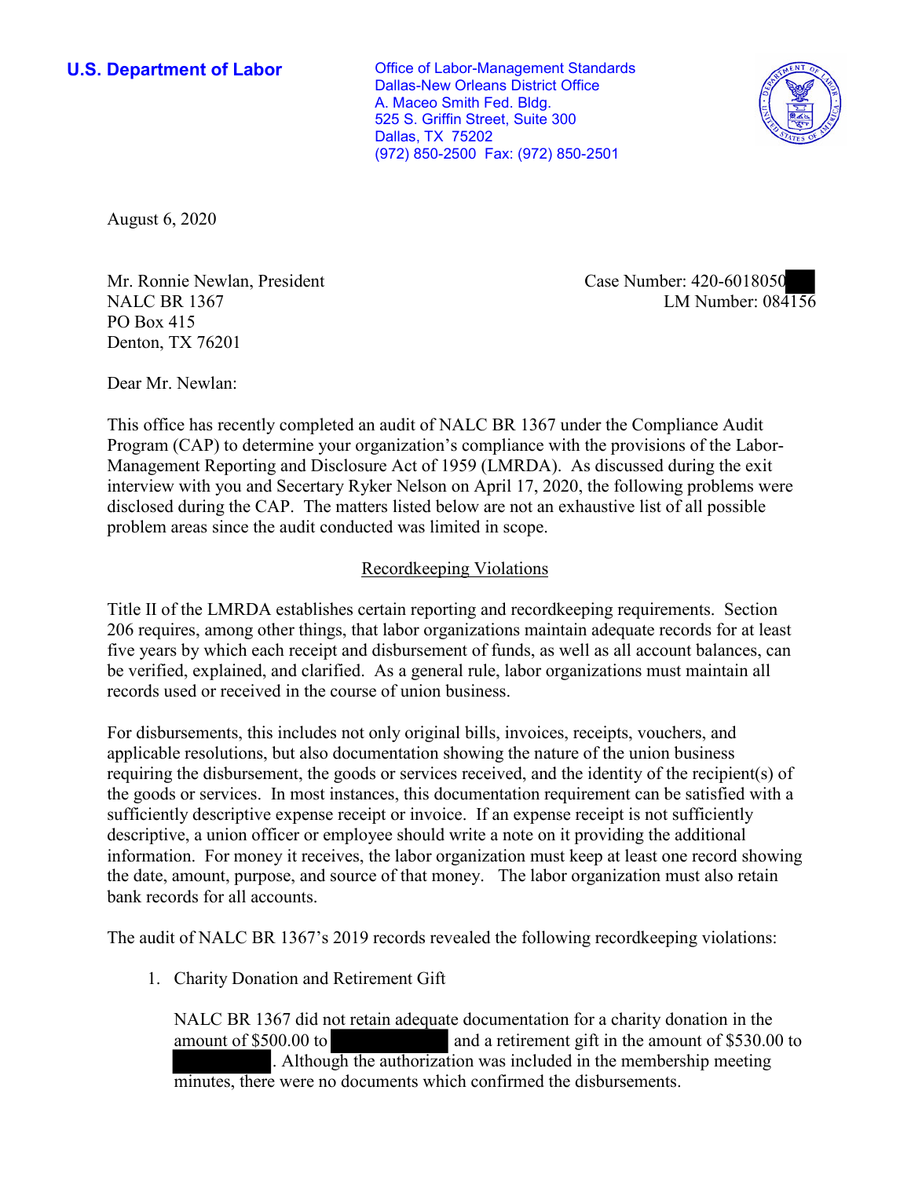**U.S. Department of Labor**

Office of Labor-Management Standards
Dallas-New Orleans District Office
A. Maceo Smith Fed. Bldg.
525 S. Griffin Street, Suite 300
Dallas, TX 75202
(972) 850-2500 Fax: (972) 850-2501

August 6, 2020

Mr. Ronnie Newlan, President
NALC BR 1367
PO Box 415
Denton, TX 76201

Case Number: 420-6018050
LM Number: 084156

Dear Mr. Newlan:

This office has recently completed an audit of NALC BR 1367 under the Compliance Audit Program (CAP) to determine your organization's compliance with the provisions of the Labor-Management Reporting and Disclosure Act of 1959 (LMRDA). As discussed during the exit interview with you and Secretary Ryker Nelson on April 17, 2020, the following problems were disclosed during the CAP. The matters listed below are not an exhaustive list of all possible problem areas since the audit conducted was limited in scope.

## Recordkeeping Violations

Title II of the LMRDA establishes certain reporting and recordkeeping requirements. Section 206 requires, among other things, that labor organizations maintain adequate records for at least five years by which each receipt and disbursement of funds, as well as all account balances, can be verified, explained, and clarified. As a general rule, labor organizations must maintain all records used or received in the course of union business.

For disbursements, this includes not only original bills, invoices, receipts, vouchers, and applicable resolutions, but also documentation showing the nature of the union business requiring the disbursement, the goods or services received, and the identity of the recipient(s) of the goods or services. In most instances, this documentation requirement can be satisfied with a sufficiently descriptive expense receipt or invoice. If an expense receipt is not sufficiently descriptive, a union officer or employee should write a note on it providing the additional information. For money it receives, the labor organization must keep at least one record showing the date, amount, purpose, and source of that money. The labor organization must also retain bank records for all accounts.

The audit of NALC BR 1367's 2019 records revealed the following recordkeeping violations:

1. Charity Donation and Retirement Gift

   NALC BR 1367 did not retain adequate documentation for a charity donation in the amount of $500.00 to [REDACTED] and a retirement gift in the amount of $530.00 to [REDACTED]. Although the authorization was included in the membership meeting minutes, there were no documents which confirmed the disbursements.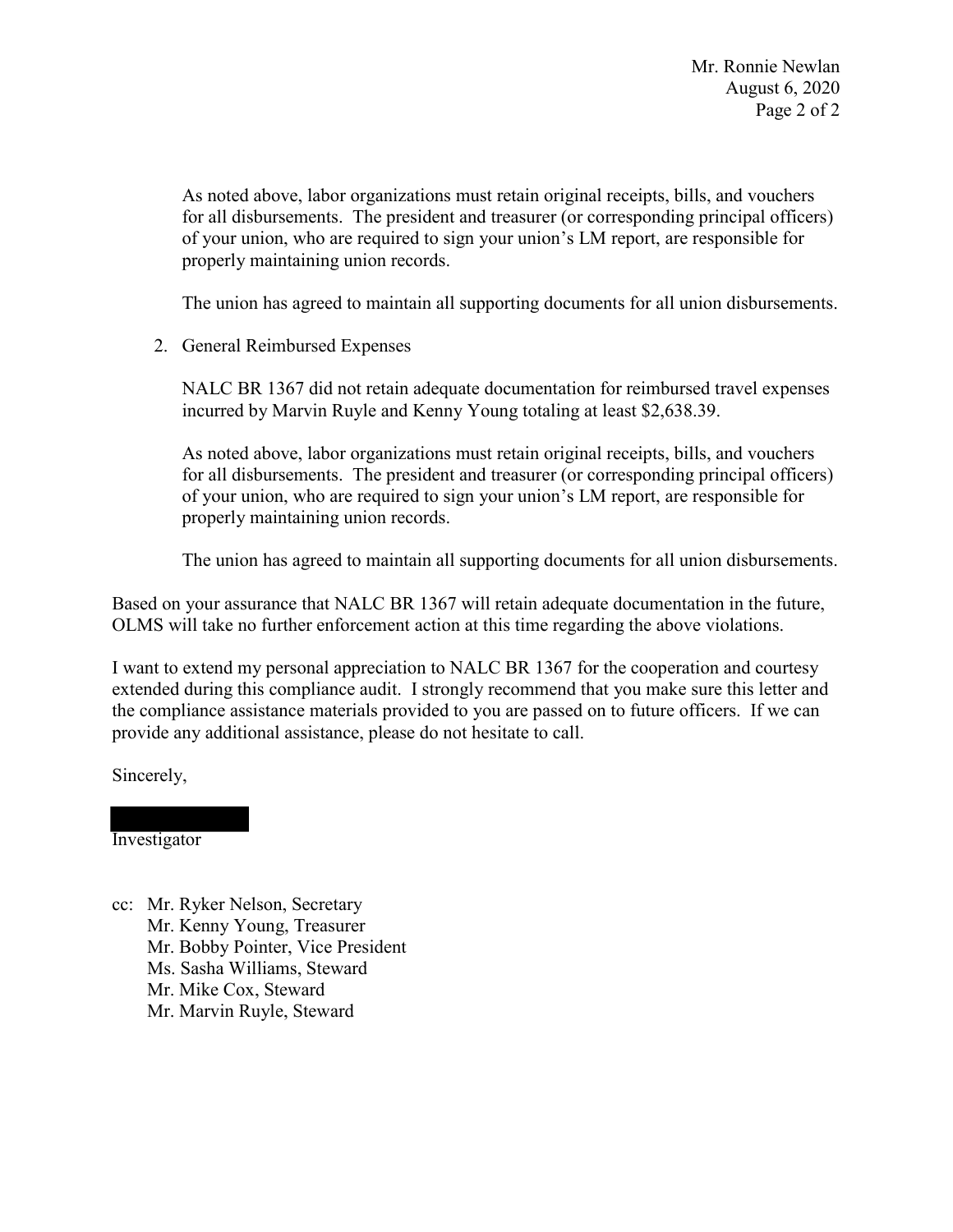As noted above, labor organizations must retain original receipts, bills, and vouchers for all disbursements. The president and treasurer (or corresponding principal officers) of your union, who are required to sign your union's LM report, are responsible for properly maintaining union records.

The union has agreed to maintain all supporting documents for all union disbursements.

2. General Reimbursed Expenses

   NALC BR 1367 did not retain adequate documentation for reimbursed travel expenses incurred by Marvin Ruyle and Kenny Young totaling at least $2,638.39.

   As noted above, labor organizations must retain original receipts, bills, and vouchers for all disbursements. The president and treasurer (or corresponding principal officers) of your union, who are required to sign your union's LM report, are responsible for properly maintaining union records.

   The union has agreed to maintain all supporting documents for all union disbursements.

Based on your assurance that NALC BR 1367 will retain adequate documentation in the future, OLMS will take no further enforcement action at this time regarding the above violations.

I want to extend my personal appreciation to NALC BR 1367 for the cooperation and courtesy extended during this compliance audit. I strongly recommend that you make sure this letter and the compliance assistance materials provided to you are passed on to future officers. If we can provide any additional assistance, please do not hesitate to call.

Sincerely,

Investigator

cc: Mr. Ryker Nelson, Secretary
Mr. Kenny Young, Treasurer
Mr. Bobby Pointer, Vice President
Ms. Sasha Williams, Steward
Mr. Mike Cox, Steward
Mr. Marvin Ruyle, Steward